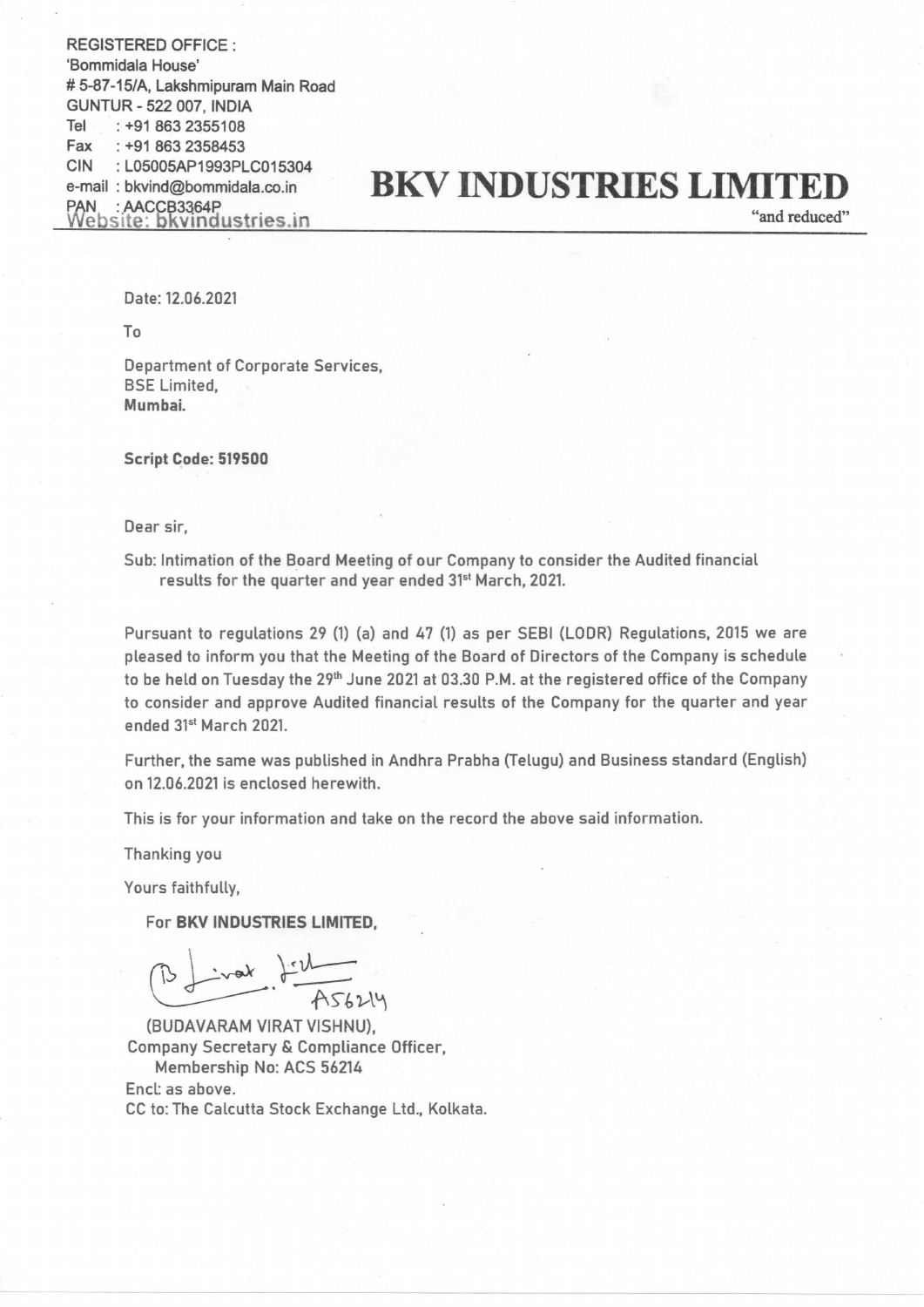REGISTERED OFFICE :
'Bommidala House'
# 5-87-15/A, Lakshmipuram Main Road
GUNTUR - 522 007, INDIA
Tel : +91 863 2355108
Fax : +91 863 2358453
CIN : L05005AP1993PLC015304
e-mail : bkvind@bommidala.co.in
PAN : AACCB3364P
Website: bkvindustries.in

# BKV INDUSTRIES LIMITED

"and reduced"

Date: 12.06.2021

To

Department of Corporate Services,
BSE Limited,
**Mumbai.**

**Script Code: 519500**

Dear sir,

Sub: Intimation of the Board Meeting of our Company to consider the Audited financial results for the quarter and year ended 31st March, 2021.

Pursuant to regulations 29 (1) (a) and 47 (1) as per SEBI (LODR) Regulations, 2015 we are pleased to inform you that the Meeting of the Board of Directors of the Company is schedule to be held on Tuesday the 29th June 2021 at 03.30 P.M. at the registered office of the Company to consider and approve Audited financial results of the Company for the quarter and year ended 31st March 2021.

Further, the same was published in Andhra Prabha (Telugu) and Business standard (English) on 12.06.2021 is enclosed herewith.

This is for your information and take on the record the above said information.

Thanking you

Yours faithfully,

For **BKV INDUSTRIES LIMITED,**

A56214

(BUDAVARAM VIRAT VISHNU),
Company Secretary & Compliance Officer,
Membership No: ACS 56214
Encl: as above.
CC to: The Calcutta Stock Exchange Ltd., Kolkata.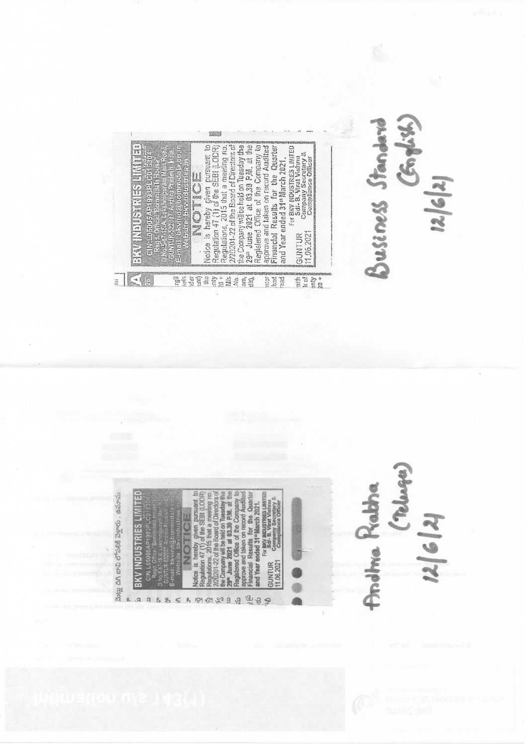# BKV INDUSTRIES LIMITED

CIN:L05005AP1993PLC015304

Regd. Office: "Bommidala House"

D.No.5-87+5/A, Lakshmipuram Main Road

GUNTUR-522007, Andhra Pradesh, India

E-mail: bkvind@bommidala.co.in

Website: bkvindustries.in

## NOTICE

Notice is hereby given pursuant to Regulation 47 (1) of the SEBI (LODR) Regulations, 2015 that a meeting no. 2/20201-22 of the Board of Directors of the Company will be held on Tuesday the 29th June 2021 at 03.30 P.M. at the Registered Office of the Company to approve and taken on record Audited Financial Results for the Quarter and Year ended 31st March 2021.

For BKV INDUSTRIES LIMITED

Sd/- B. Virat Vishnu

Company Secretary & Compliance Officer

GUNTUR

11.06.2021

Business Standard (English) 12/6/21

# BKV INDUSTRIES LIMITED

CIN:L05005AP1993PLC015304

Regd. Office: "Bommidala House"

D.No.5-87+5/A, Lakshmipuram Main Road

GUNTUR-522007, Andhra Pradesh, India

E-mail: bkvind@bommidala.co.in

Website: bkvindustries.in

## NOTICE

Notice is hereby given pursuant to Regulation 47 (1) of the SEBI (LODR) Regulations, 2015 that a meeting no. 2/20201-22 of the Board of Directors of the Company will be held on Tuesday the 29th June 2021 at 03.30 P.M. at the Registered Office of the Company to approve and taken on record Audited Financial Results for the Quarter and Year ended 31st March 2021.

For BKV INDUSTRIES LIMITED

Sd/- B. Virat Vishnu

Company Secretary & Compliance Officer

GUNTUR

11.06.2021

Andhra Prabha (Telugu) 12/6/21